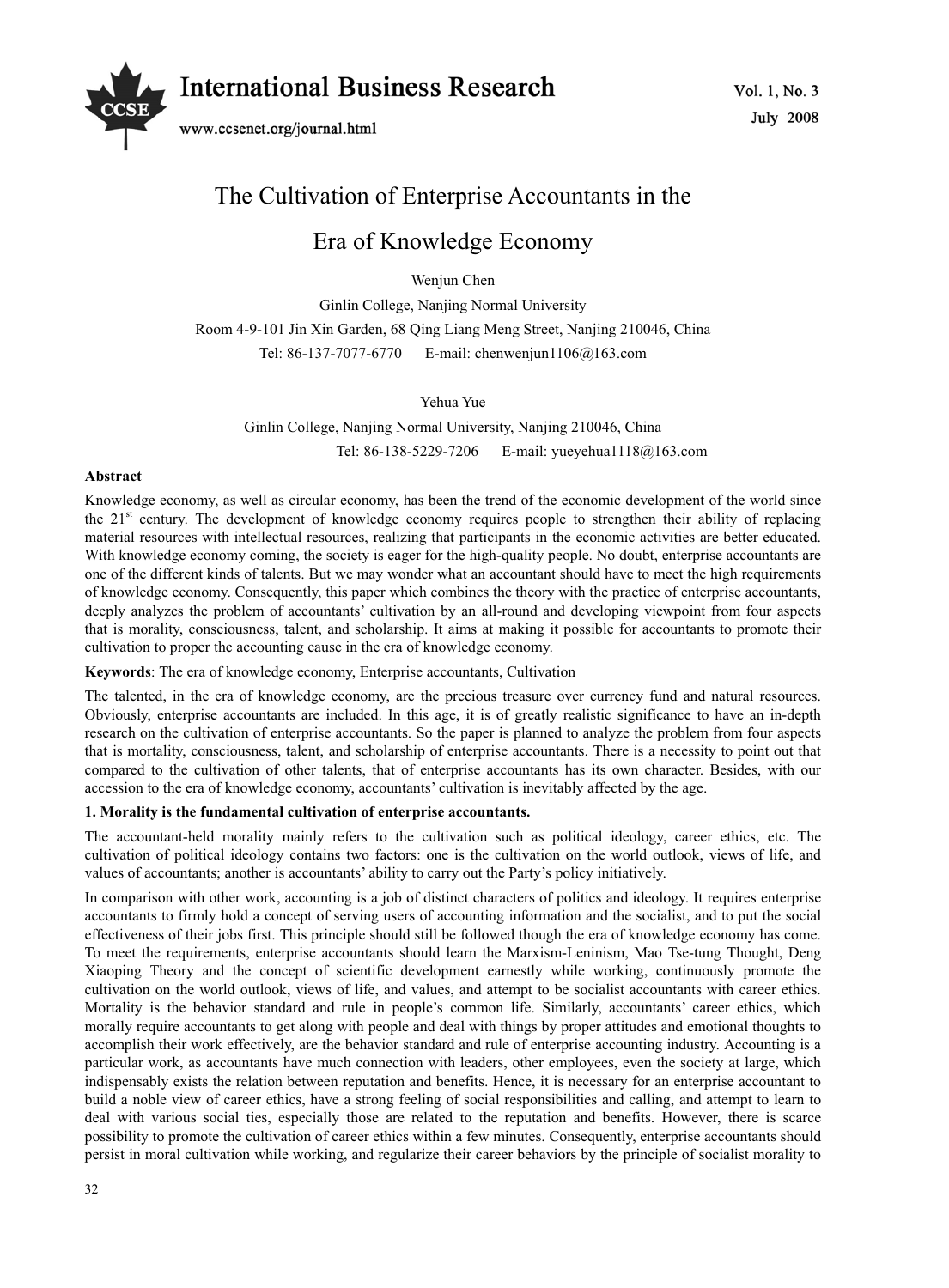# The Cultivation of Enterprise Accountants in the Era of Knowledge Economy

Wenjun Chen

Ginlin College, Nanjing Normal University

Room 4-9-101 Jin Xin Garden, 68 Qing Liang Meng Street, Nanjing 210046, China

Tel: 86-137-7077-6770 E-mail: chenwenjun1106@163.com

Yehua Yue

Ginlin College, Nanjing Normal University, Nanjing 210046, China

Tel: 86-138-5229-7206 E-mail: yueyehua1118@163.com

**Abstract**

Knowledge economy, as well as circular economy, has been the trend of the economic development of the world since the 21st century. The development of knowledge economy requires people to strengthen their ability of replacing material resources with intellectual resources, realizing that participants in the economic activities are better educated. With knowledge economy coming, the society is eager for the high-quality people. No doubt, enterprise accountants are one of the different kinds of talents. But we may wonder what an accountant should have to meet the high requirements of knowledge economy. Consequently, this paper which combines the theory with the practice of enterprise accountants, deeply analyzes the problem of accountants' cultivation by an all-round and developing viewpoint from four aspects that is morality, consciousness, talent, and scholarship. It aims at making it possible for accountants to promote their cultivation to proper the accounting cause in the era of knowledge economy.

**Keywords**: The era of knowledge economy, Enterprise accountants, Cultivation

The talented, in the era of knowledge economy, are the precious treasure over currency fund and natural resources. Obviously, enterprise accountants are included. In this age, it is of greatly realistic significance to have an in-depth research on the cultivation of enterprise accountants. So the paper is planned to analyze the problem from four aspects that is mortality, consciousness, talent, and scholarship of enterprise accountants. There is a necessity to point out that compared to the cultivation of other talents, that of enterprise accountants has its own character. Besides, with our accession to the era of knowledge economy, accountants' cultivation is inevitably affected by the age.

**1. Morality is the fundamental cultivation of enterprise accountants.**

The accountant-held morality mainly refers to the cultivation such as political ideology, career ethics, etc. The cultivation of political ideology contains two factors: one is the cultivation on the world outlook, views of life, and values of accountants; another is accountants' ability to carry out the Party's policy initiatively.

In comparison with other work, accounting is a job of distinct characters of politics and ideology. It requires enterprise accountants to firmly hold a concept of serving users of accounting information and the socialist, and to put the social effectiveness of their jobs first. This principle should still be followed though the era of knowledge economy has come. To meet the requirements, enterprise accountants should learn the Marxism-Leninism, Mao Tse-tung Thought, Deng Xiaoping Theory and the concept of scientific development earnestly while working, continuously promote the cultivation on the world outlook, views of life, and values, and attempt to be socialist accountants with career ethics. Mortality is the behavior standard and rule in people's common life. Similarly, accountants' career ethics, which morally require accountants to get along with people and deal with things by proper attitudes and emotional thoughts to accomplish their work effectively, are the behavior standard and rule of enterprise accounting industry. Accounting is a particular work, as accountants have much connection with leaders, other employees, even the society at large, which indispensably exists the relation between reputation and benefits. Hence, it is necessary for an enterprise accountant to build a noble view of career ethics, have a strong feeling of social responsibilities and calling, and attempt to learn to deal with various social ties, especially those are related to the reputation and benefits. However, there is scarce possibility to promote the cultivation of career ethics within a few minutes. Consequently, enterprise accountants should persist in moral cultivation while working, and regularize their career behaviors by the principle of socialist morality to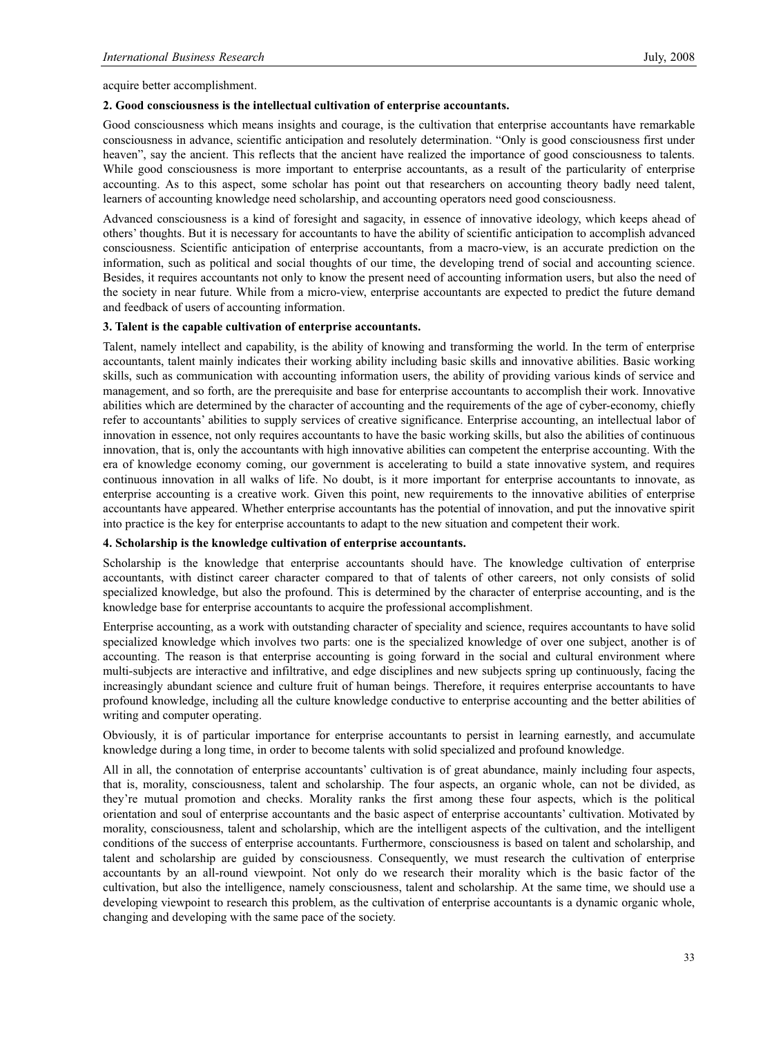acquire better accomplishment.

**2. Good consciousness is the intellectual cultivation of enterprise accountants.**

Good consciousness which means insights and courage, is the cultivation that enterprise accountants have remarkable consciousness in advance, scientific anticipation and resolutely determination. “Only is good consciousness first under heaven”, say the ancient. This reflects that the ancient have realized the importance of good consciousness to talents. While good consciousness is more important to enterprise accountants, as a result of the particularity of enterprise accounting. As to this aspect, some scholar has point out that researchers on accounting theory badly need talent, learners of accounting knowledge need scholarship, and accounting operators need good consciousness.

Advanced consciousness is a kind of foresight and sagacity, in essence of innovative ideology, which keeps ahead of others’ thoughts. But it is necessary for accountants to have the ability of scientific anticipation to accomplish advanced consciousness. Scientific anticipation of enterprise accountants, from a macro-view, is an accurate prediction on the information, such as political and social thoughts of our time, the developing trend of social and accounting science. Besides, it requires accountants not only to know the present need of accounting information users, but also the need of the society in near future. While from a micro-view, enterprise accountants are expected to predict the future demand and feedback of users of accounting information.

**3. Talent is the capable cultivation of enterprise accountants.**

Talent, namely intellect and capability, is the ability of knowing and transforming the world. In the term of enterprise accountants, talent mainly indicates their working ability including basic skills and innovative abilities. Basic working skills, such as communication with accounting information users, the ability of providing various kinds of service and management, and so forth, are the prerequisite and base for enterprise accountants to accomplish their work. Innovative abilities which are determined by the character of accounting and the requirements of the age of cyber-economy, chiefly refer to accountants’ abilities to supply services of creative significance. Enterprise accounting, an intellectual labor of innovation in essence, not only requires accountants to have the basic working skills, but also the abilities of continuous innovation, that is, only the accountants with high innovative abilities can competent the enterprise accounting. With the era of knowledge economy coming, our government is accelerating to build a state innovative system, and requires continuous innovation in all walks of life. No doubt, is it more important for enterprise accountants to innovate, as enterprise accounting is a creative work. Given this point, new requirements to the innovative abilities of enterprise accountants have appeared. Whether enterprise accountants has the potential of innovation, and put the innovative spirit into practice is the key for enterprise accountants to adapt to the new situation and competent their work.

**4. Scholarship is the knowledge cultivation of enterprise accountants.**

Scholarship is the knowledge that enterprise accountants should have. The knowledge cultivation of enterprise accountants, with distinct career character compared to that of talents of other careers, not only consists of solid specialized knowledge, but also the profound. This is determined by the character of enterprise accounting, and is the knowledge base for enterprise accountants to acquire the professional accomplishment.

Enterprise accounting, as a work with outstanding character of speciality and science, requires accountants to have solid specialized knowledge which involves two parts: one is the specialized knowledge of over one subject, another is of accounting. The reason is that enterprise accounting is going forward in the social and cultural environment where multi-subjects are interactive and infiltrative, and edge disciplines and new subjects spring up continuously, facing the increasingly abundant science and culture fruit of human beings. Therefore, it requires enterprise accountants to have profound knowledge, including all the culture knowledge conductive to enterprise accounting and the better abilities of writing and computer operating.

Obviously, it is of particular importance for enterprise accountants to persist in learning earnestly, and accumulate knowledge during a long time, in order to become talents with solid specialized and profound knowledge.

All in all, the connotation of enterprise accountants’ cultivation is of great abundance, mainly including four aspects, that is, morality, consciousness, talent and scholarship. The four aspects, an organic whole, can not be divided, as they’re mutual promotion and checks. Morality ranks the first among these four aspects, which is the political orientation and soul of enterprise accountants and the basic aspect of enterprise accountants’ cultivation. Motivated by morality, consciousness, talent and scholarship, which are the intelligent aspects of the cultivation, and the intelligent conditions of the success of enterprise accountants. Furthermore, consciousness is based on talent and scholarship, and talent and scholarship are guided by consciousness. Consequently, we must research the cultivation of enterprise accountants by an all-round viewpoint. Not only do we research their morality which is the basic factor of the cultivation, but also the intelligence, namely consciousness, talent and scholarship. At the same time, we should use a developing viewpoint to research this problem, as the cultivation of enterprise accountants is a dynamic organic whole, changing and developing with the same pace of the society.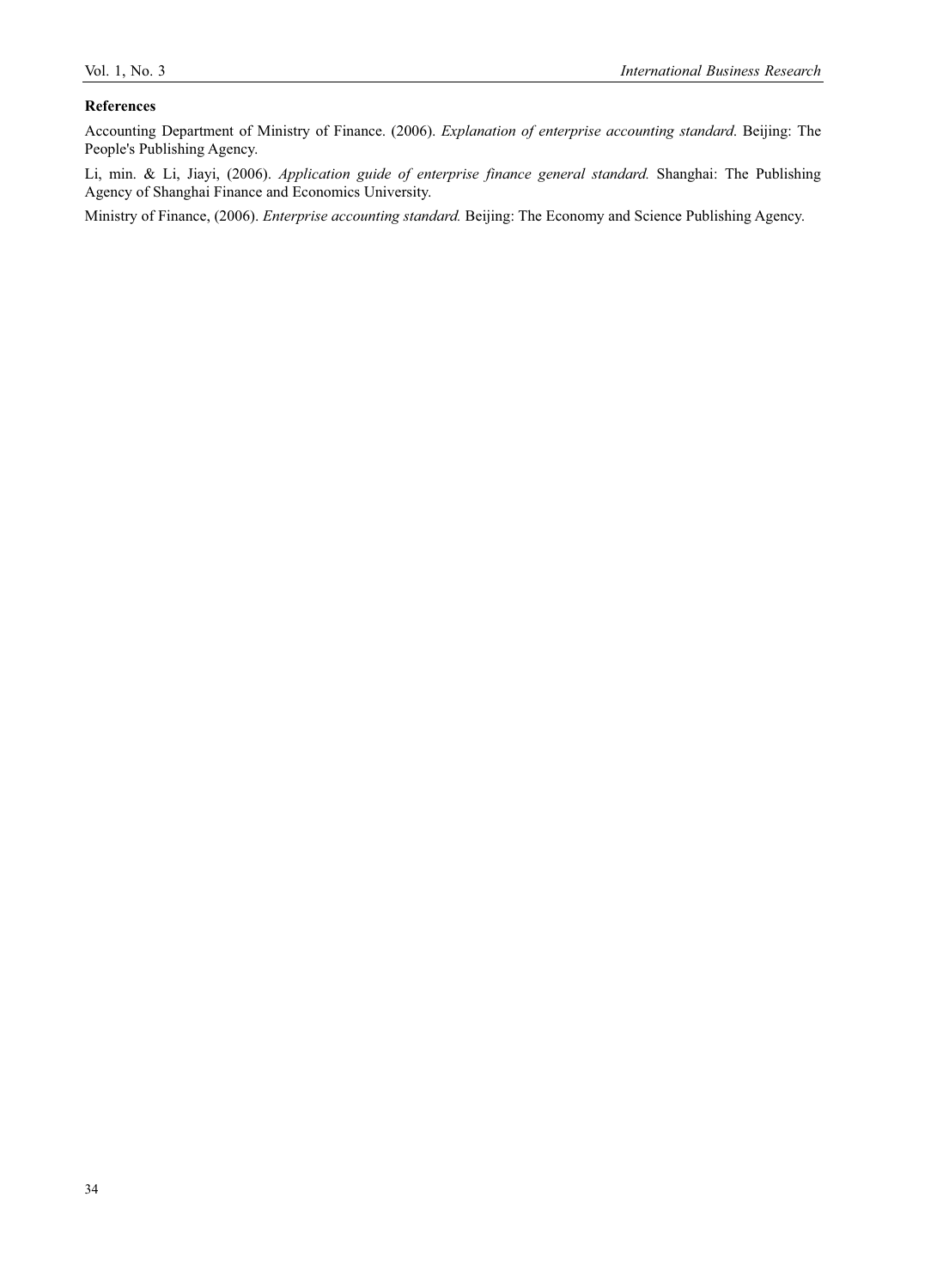**References**

Accounting Department of Ministry of Finance. (2006). *Explanation of enterprise accounting standard*. Beijing: The People's Publishing Agency.

Li, min. & Li, Jiayi, (2006). *Application guide of enterprise finance general standard.* Shanghai: The Publishing Agency of Shanghai Finance and Economics University.

Ministry of Finance, (2006). *Enterprise accounting standard.* Beijing: The Economy and Science Publishing Agency.